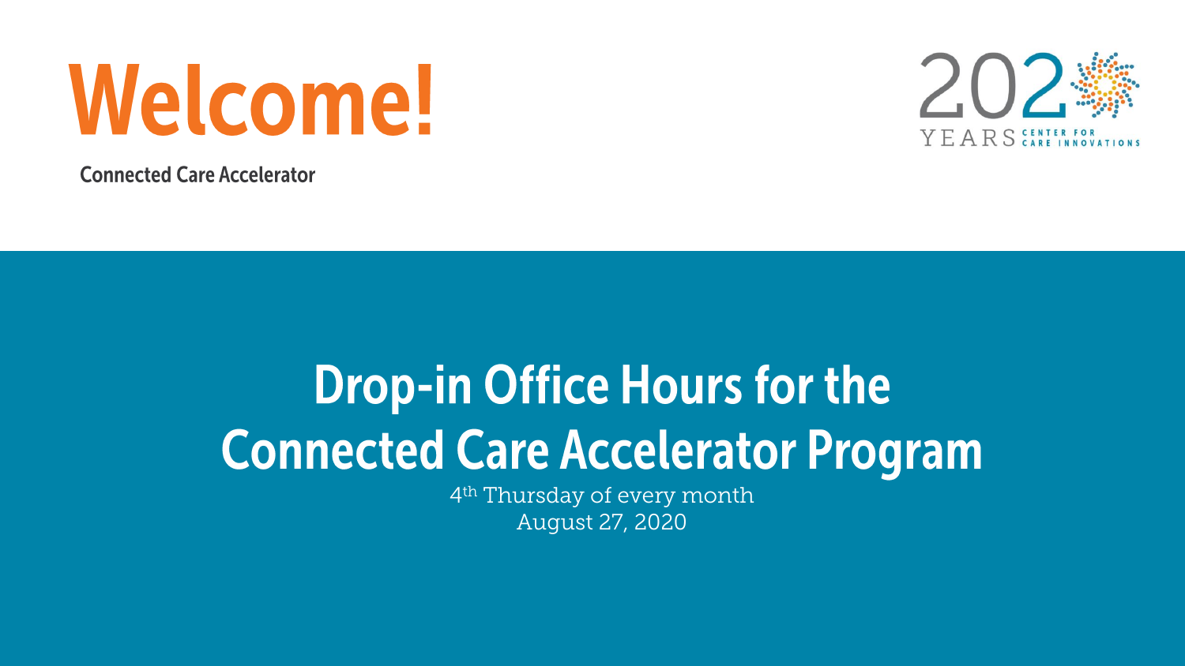# Welcome!

Connected Care Accelerator

20 YEARS CENTER FOR CARE INNOVATIONS

## Drop-in Office Hours for the Connected Care Accelerator Program

4th Thursday of every month

August 27, 2020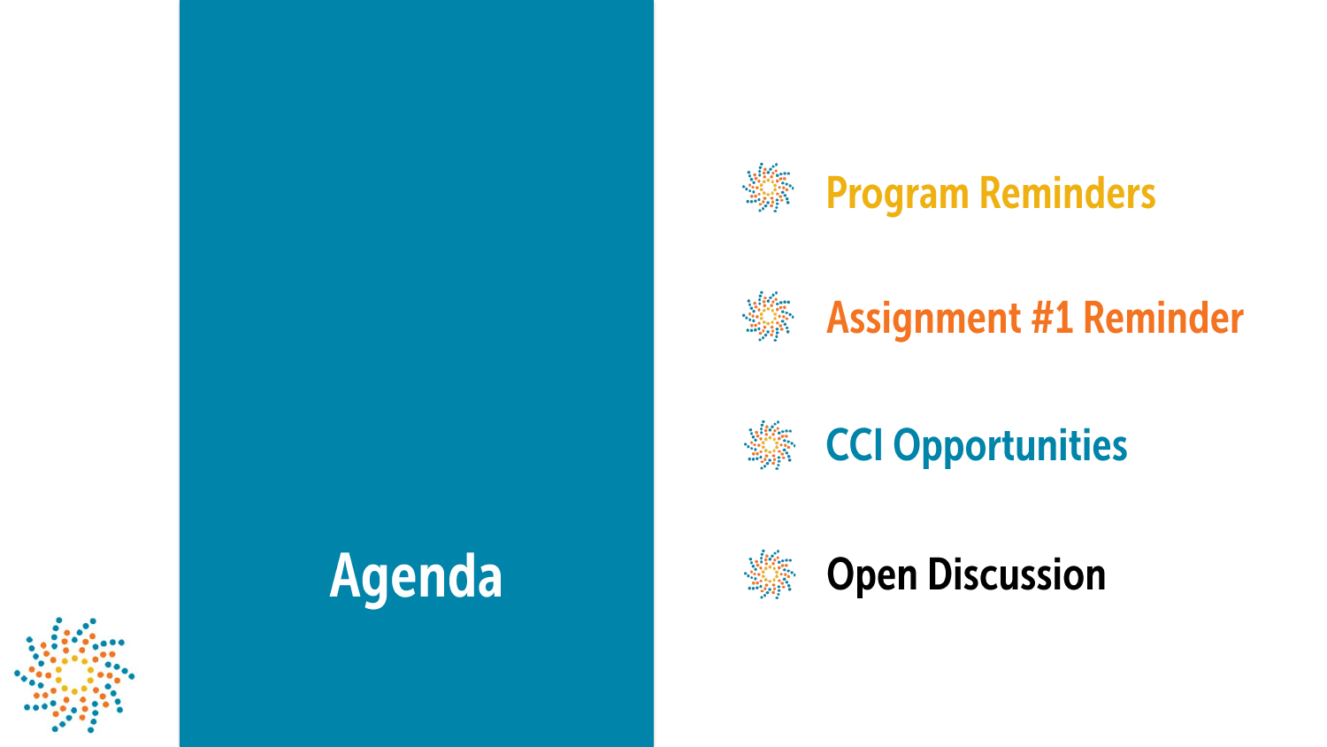# Agenda

- Program Reminders
- Assignment #1 Reminder
- CCI Opportunities
- Open Discussion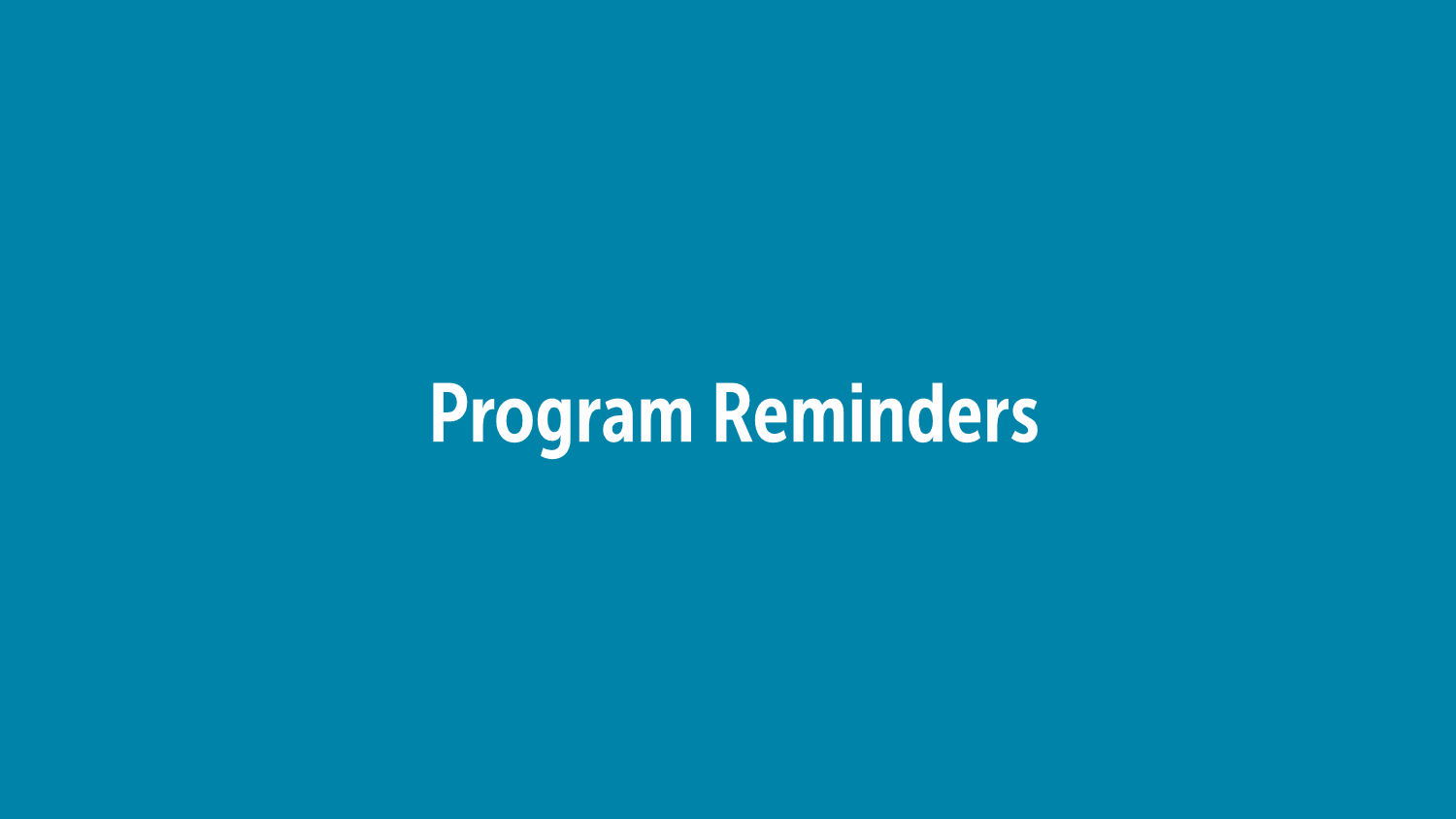# Program Reminders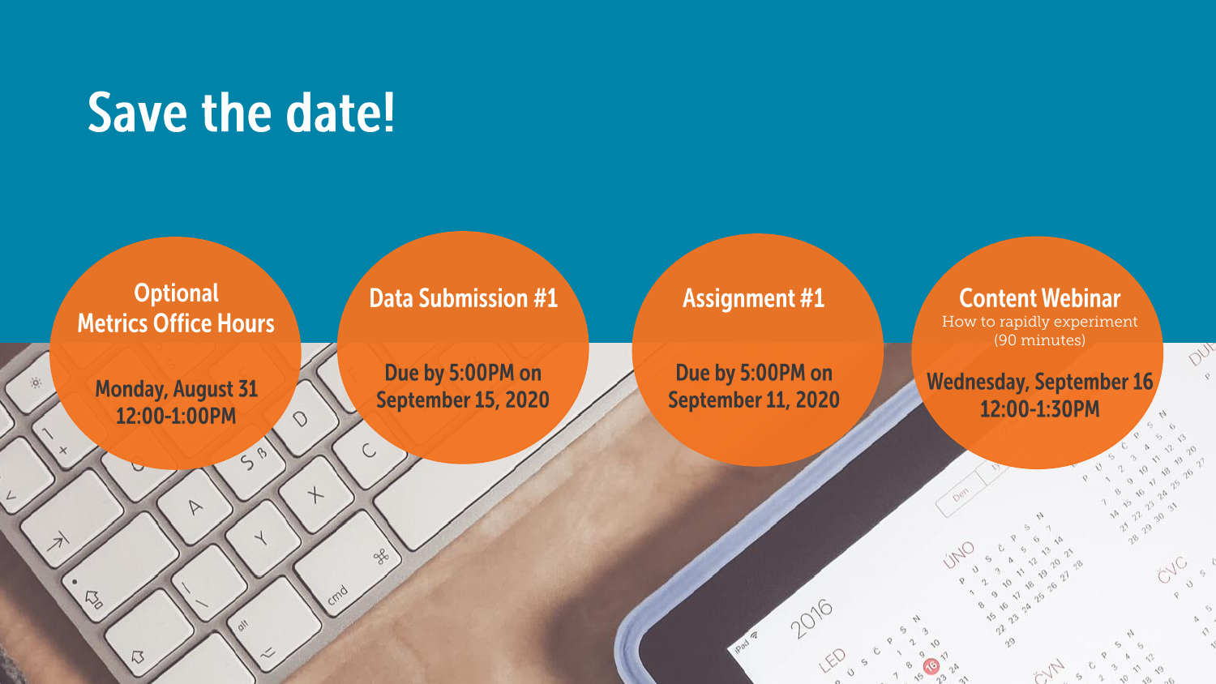# Save the date!

**Optional Metrics Office Hours**

Monday, August 31
12:00-1:00PM

**Data Submission #1**

Due by 5:00PM on September 15, 2020

**Assignment #1**

Due by 5:00PM on September 11, 2020

**Content Webinar**
How to rapidly experiment
(90 minutes)

Wednesday, September 16
12:00-1:30PM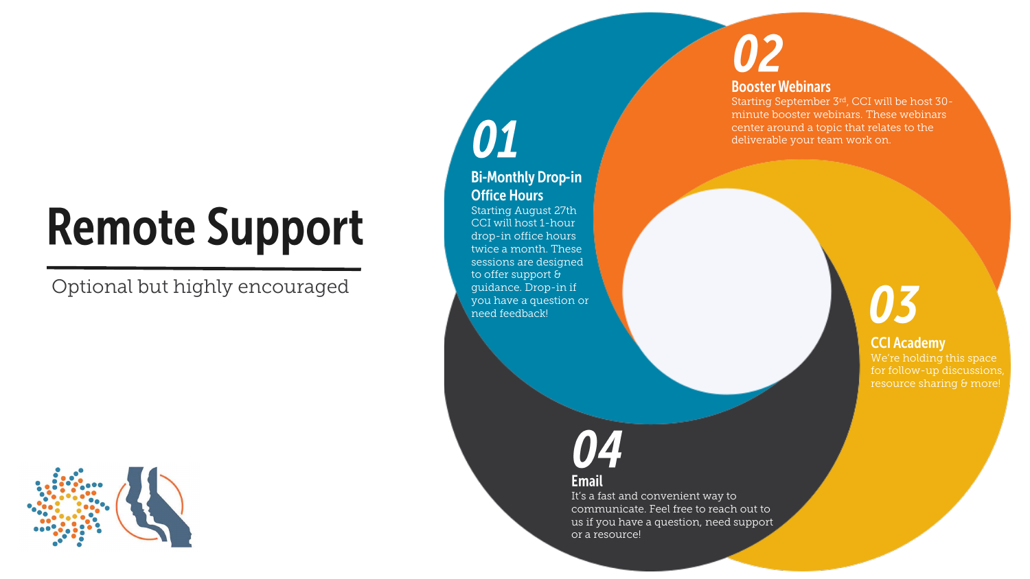# Remote Support

Optional but highly encouraged

## 01

### Bi-Monthly Drop-in Office Hours

Starting August 27th CCI will host 1-hour drop-in office hours twice a month. These sessions are designed to offer support & guidance. Drop-in if you have a question or need feedback!

## 02

### Booster Webinars

Starting September 3rd, CCI will be host 30-minute booster webinars. These webinars center around a topic that relates to the deliverable your team work on.

## 03

### CCI Academy

We're holding this space for follow-up discussions, resource sharing & more!

## 04

### Email

It's a fast and convenient way to communicate. Feel free to reach out to us if you have a question, need support or a resource!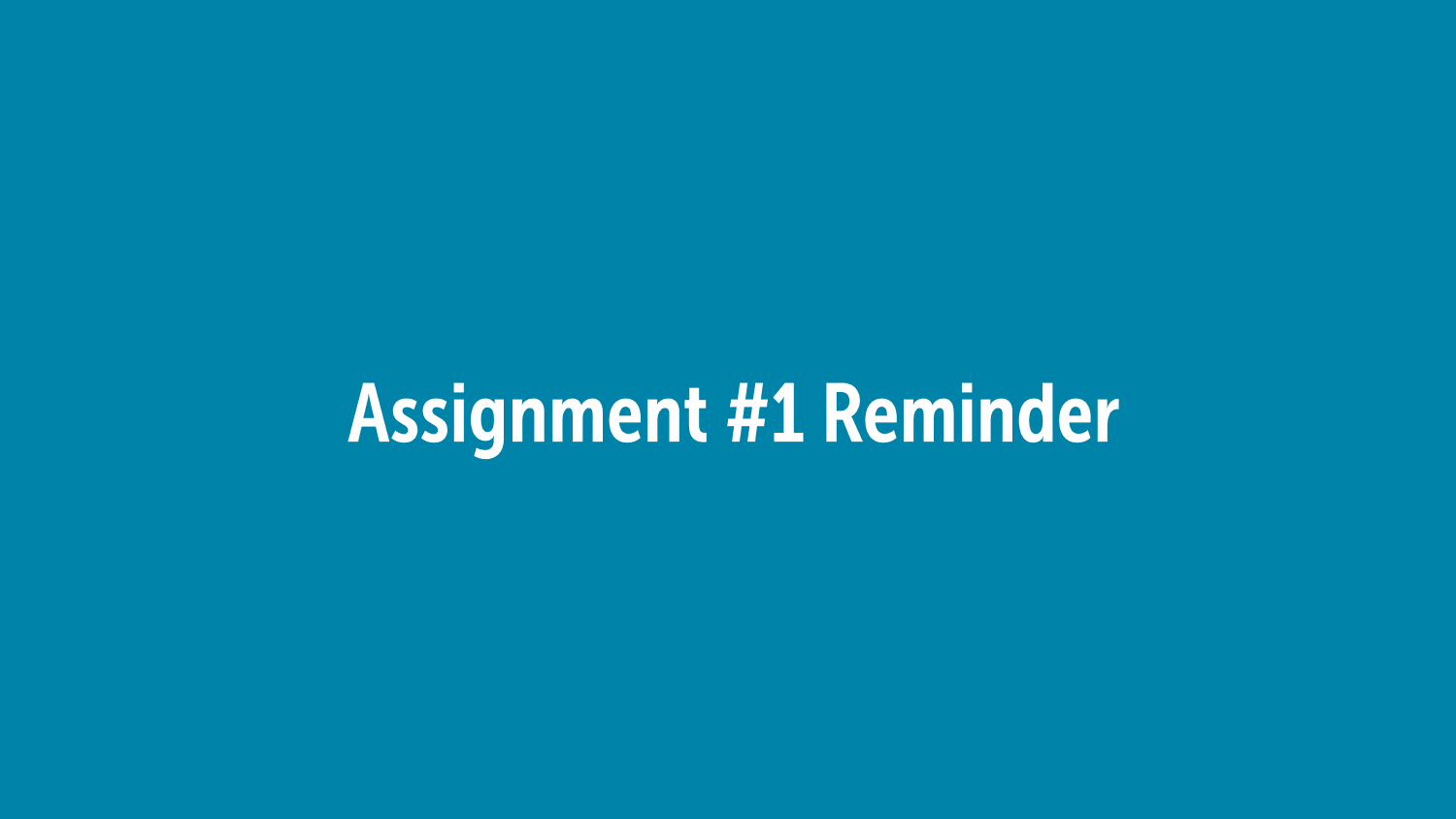# Assignment #1 Reminder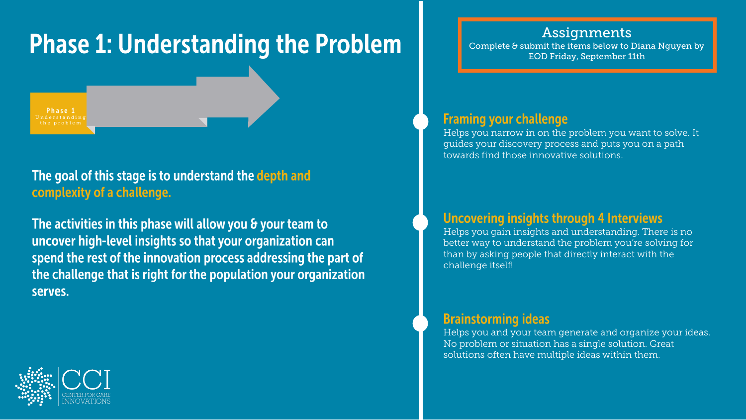# Phase 1: Understanding the Problem

**Phase 1**
Understanding the problem

**The goal of this stage is to understand the depth and complexity of a challenge.**

**The activities in this phase will allow you & your team to uncover high-level insights so that your organization can spend the rest of the innovation process addressing the part of the challenge that is right for the population your organization serves.**

## Assignments

Complete & submit the items below to Diana Nguyen by EOD Friday, September 11th

### Framing your challenge

Helps you narrow in on the problem you want to solve. It guides your discovery process and puts you on a path towards find those innovative solutions.

### Uncovering insights through 4 Interviews

Helps you gain insights and understanding. There is no better way to understand the problem you're solving for than by asking people that directly interact with the challenge itself!

### Brainstorming ideas

Helps you and your team generate and organize your ideas. No problem or situation has a single solution. Great solutions often have multiple ideas within them.

CCI
CENTER FOR CARE INNOVATIONS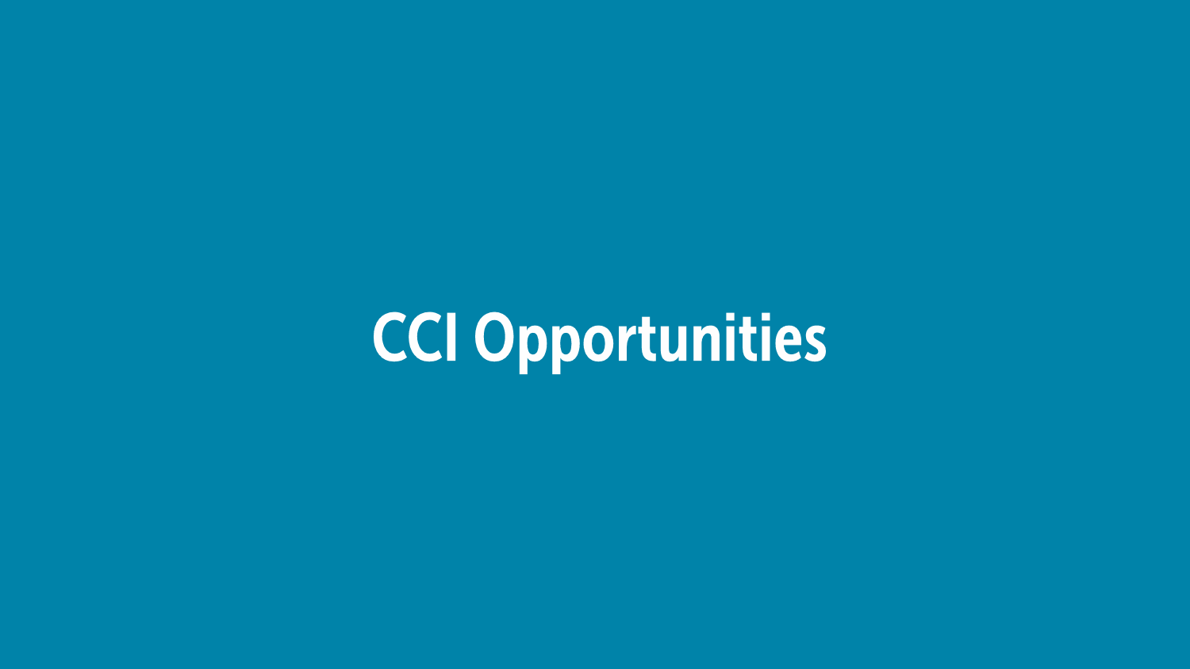# CCI Opportunities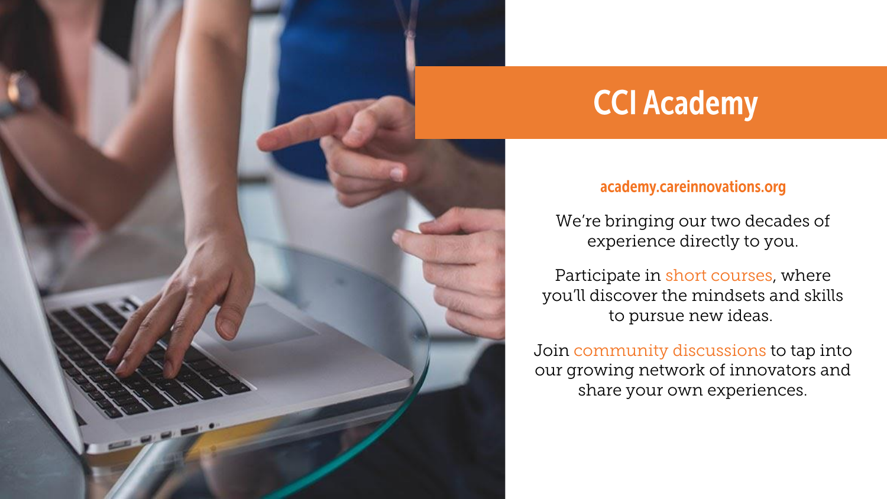# CCI Academy

academy.careinnovations.org

We're bringing our two decades of experience directly to you.

Participate in short courses, where you'll discover the mindsets and skills to pursue new ideas.

Join community discussions to tap into our growing network of innovators and share your own experiences.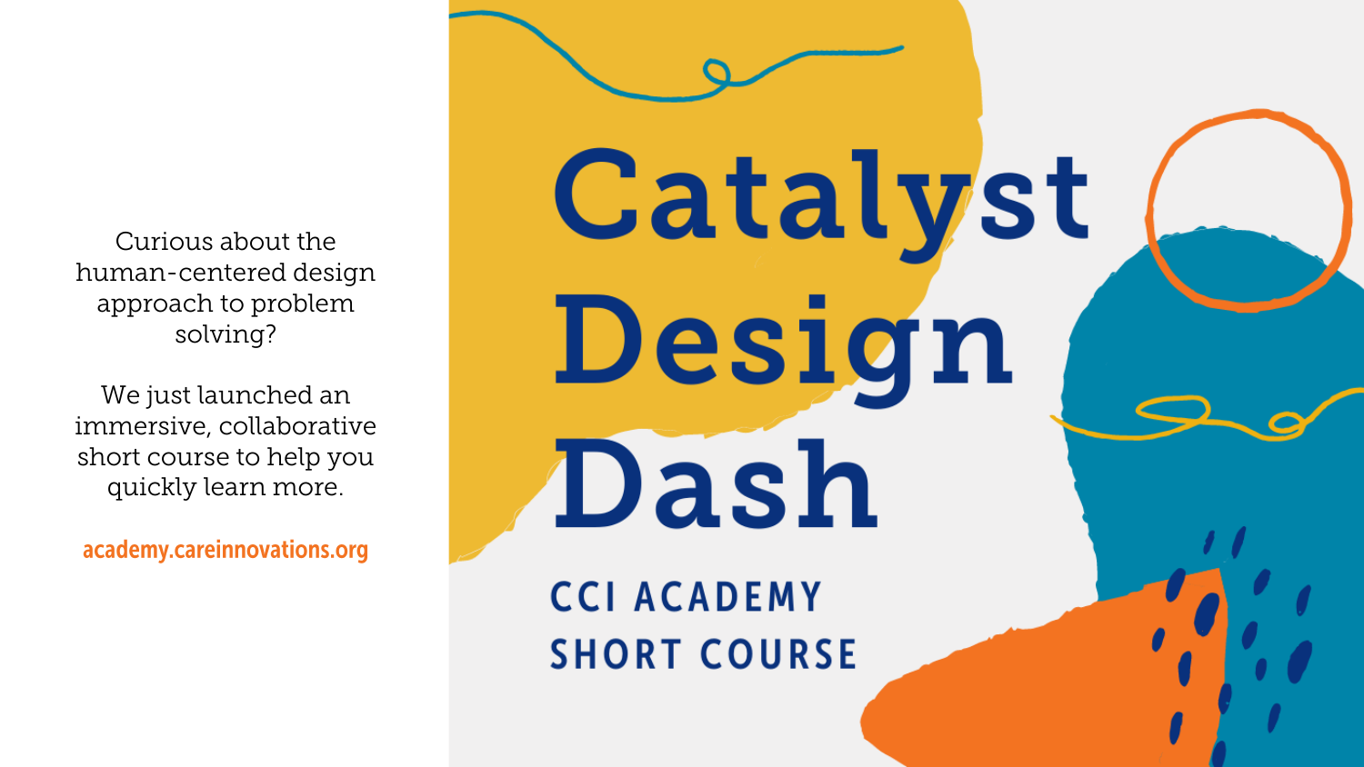Curious about the human-centered design approach to problem solving?

We just launched an immersive, collaborative short course to help you quickly learn more.

academy.careinnovations.org

# Catalyst Design Dash

## CCI ACADEMY SHORT COURSE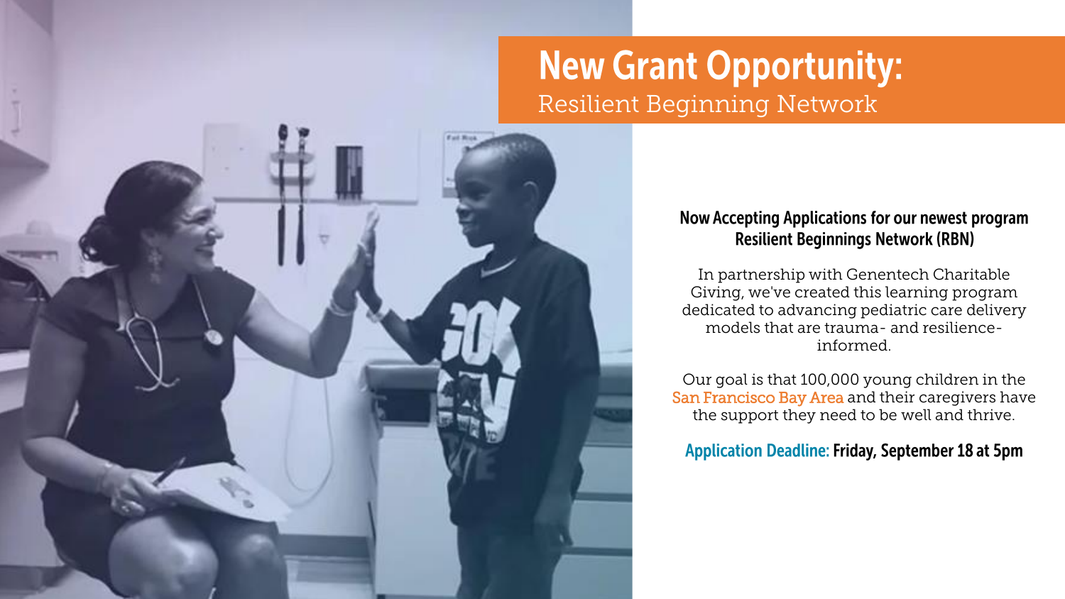# New Grant Opportunity:

Resilient Beginning Network

**Now Accepting Applications for our newest program**
**Resilient Beginnings Network (RBN)**

In partnership with Genentech Charitable Giving, we've created this learning program dedicated to advancing pediatric care delivery models that are trauma- and resilience-informed.

Our goal is that 100,000 young children in the San Francisco Bay Area and their caregivers have the support they need to be well and thrive.

**Application Deadline: Friday, September 18 at 5pm**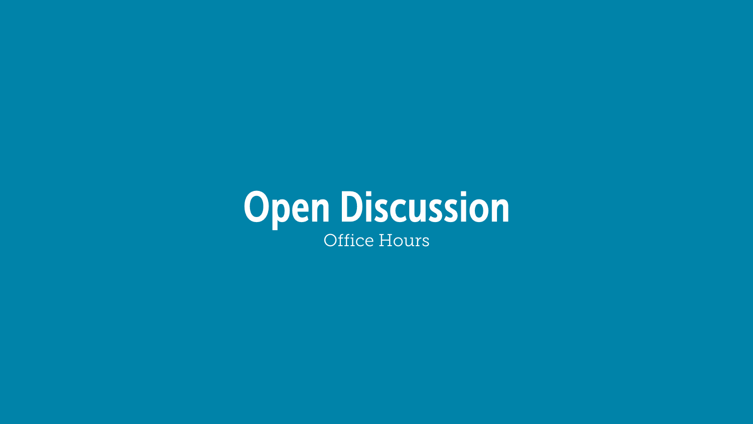# Open Discussion

Office Hours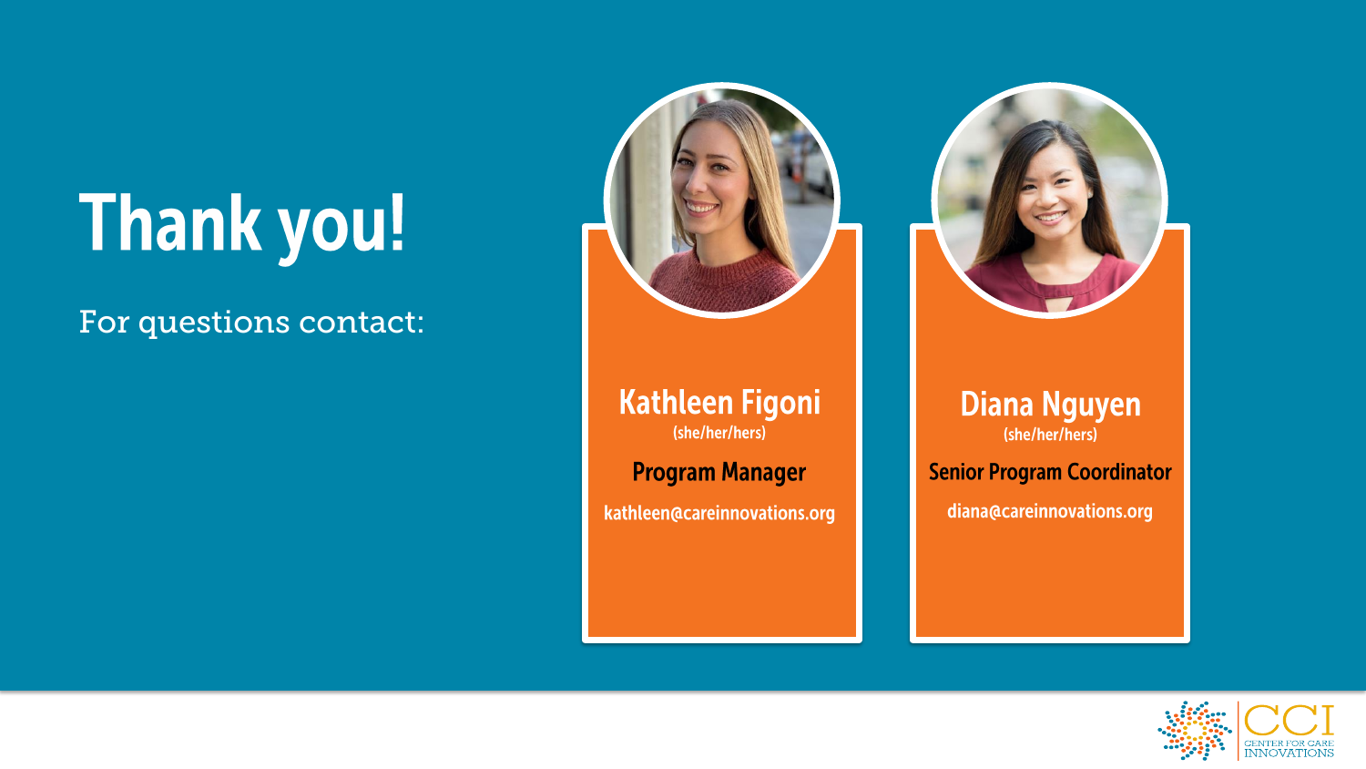# Thank you!

For questions contact:

**Kathleen Figoni**
(she/her/hers)
**Program Manager**
kathleen@careinnovations.org

**Diana Nguyen**
(she/her/hers)
**Senior Program Coordinator**
diana@careinnovations.org

CCI
CENTER FOR CARE INNOVATIONS